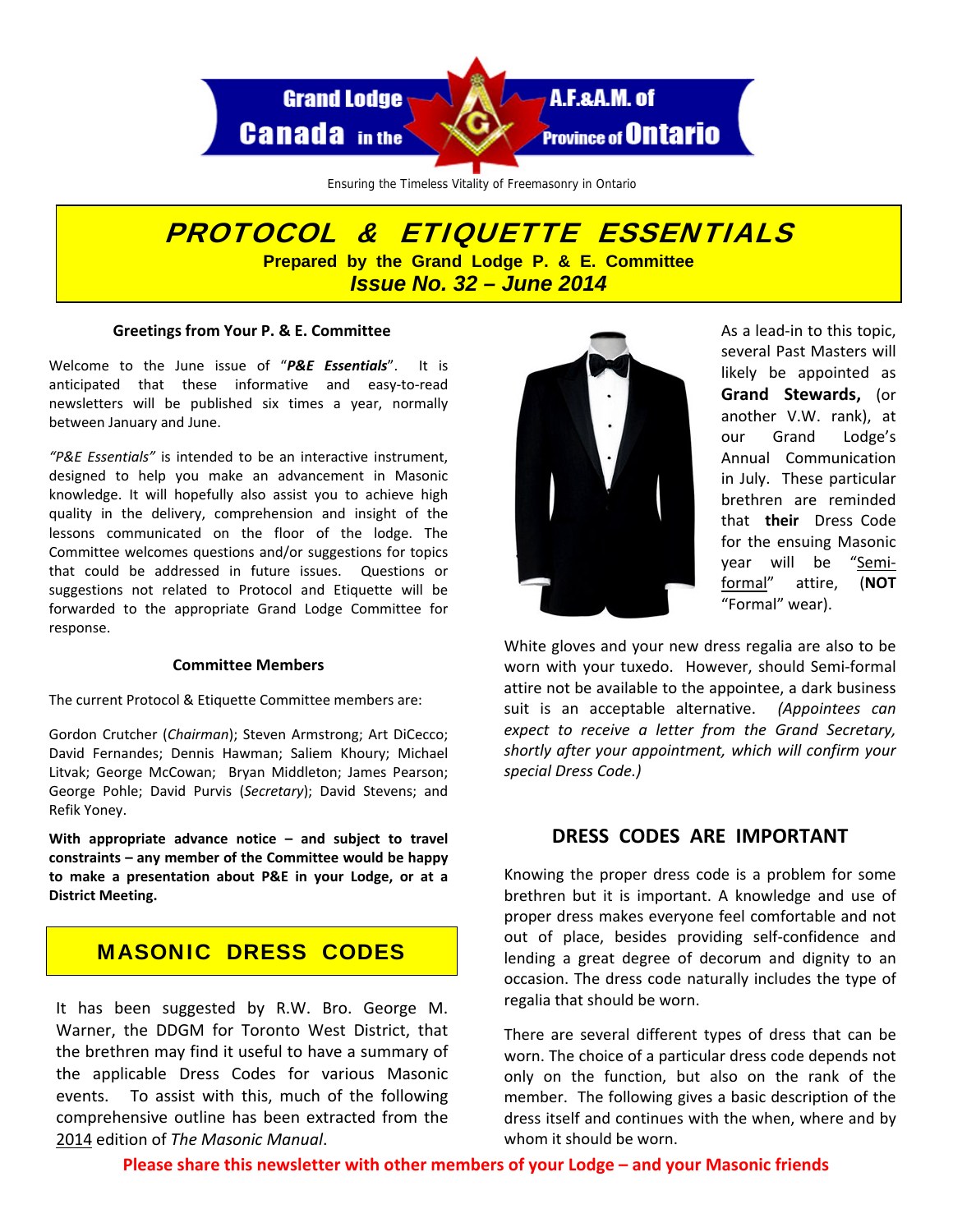Grand Lodge A.F.&A.M. of Canada in the Province of Ontario

Ensuring the Timeless Vitality of Freemasonry in Ontario

# PROTOCOL & ETIQUETTE ESSENTIALS

**Prepared by the Grand Lodge P. & E. Committee**

***Issue No. 32 – June 2014***

### Greetings from Your P. & E. Committee

Welcome to the June issue of "***P&E Essentials***". It is anticipated that these informative and easy-to-read newsletters will be published six times a year, normally between January and June.

*"P&E Essentials"* is intended to be an interactive instrument, designed to help you make an advancement in Masonic knowledge. It will hopefully also assist you to achieve high quality in the delivery, comprehension and insight of the lessons communicated on the floor of the lodge. The Committee welcomes questions and/or suggestions for topics that could be addressed in future issues. Questions or suggestions not related to Protocol and Etiquette will be forwarded to the appropriate Grand Lodge Committee for response.

### Committee Members

The current Protocol & Etiquette Committee members are:

Gordon Crutcher (*Chairman*); Steven Armstrong; Art DiCecco; David Fernandes; Dennis Hawman; Saliem Khoury; Michael Litvak; George McCowan; Bryan Middleton; James Pearson; George Pohle; David Purvis (*Secretary*); David Stevens; and Refik Yoney.

**With appropriate advance notice – and subject to travel constraints – any member of the Committee would be happy to make a presentation about P&E in your Lodge, or at a District Meeting.**

## MASONIC DRESS CODES

It has been suggested by R.W. Bro. George M. Warner, the DDGM for Toronto West District, that the brethren may find it useful to have a summary of the applicable Dress Codes for various Masonic events. To assist with this, much of the following comprehensive outline has been extracted from the 2014 edition of *The Masonic Manual*.

As a lead-in to this topic, several Past Masters will likely be appointed as **Grand Stewards,** (or another V.W. rank), at our Grand Lodge's Annual Communication in July. These particular brethren are reminded that **their** Dress Code for the ensuing Masonic year will be "Semi-formal" attire, (**NOT** "Formal" wear).

White gloves and your new dress regalia are also to be worn with your tuxedo. However, should Semi-formal attire not be available to the appointee, a dark business suit is an acceptable alternative. *(Appointees can expect to receive a letter from the Grand Secretary, shortly after your appointment, which will confirm your special Dress Code.)*

### DRESS CODES ARE IMPORTANT

Knowing the proper dress code is a problem for some brethren but it is important. A knowledge and use of proper dress makes everyone feel comfortable and not out of place, besides providing self-confidence and lending a great degree of decorum and dignity to an occasion. The dress code naturally includes the type of regalia that should be worn.

There are several different types of dress that can be worn. The choice of a particular dress code depends not only on the function, but also on the rank of the member. The following gives a basic description of the dress itself and continues with the when, where and by whom it should be worn.

**Please share this newsletter with other members of your Lodge – and your Masonic friends**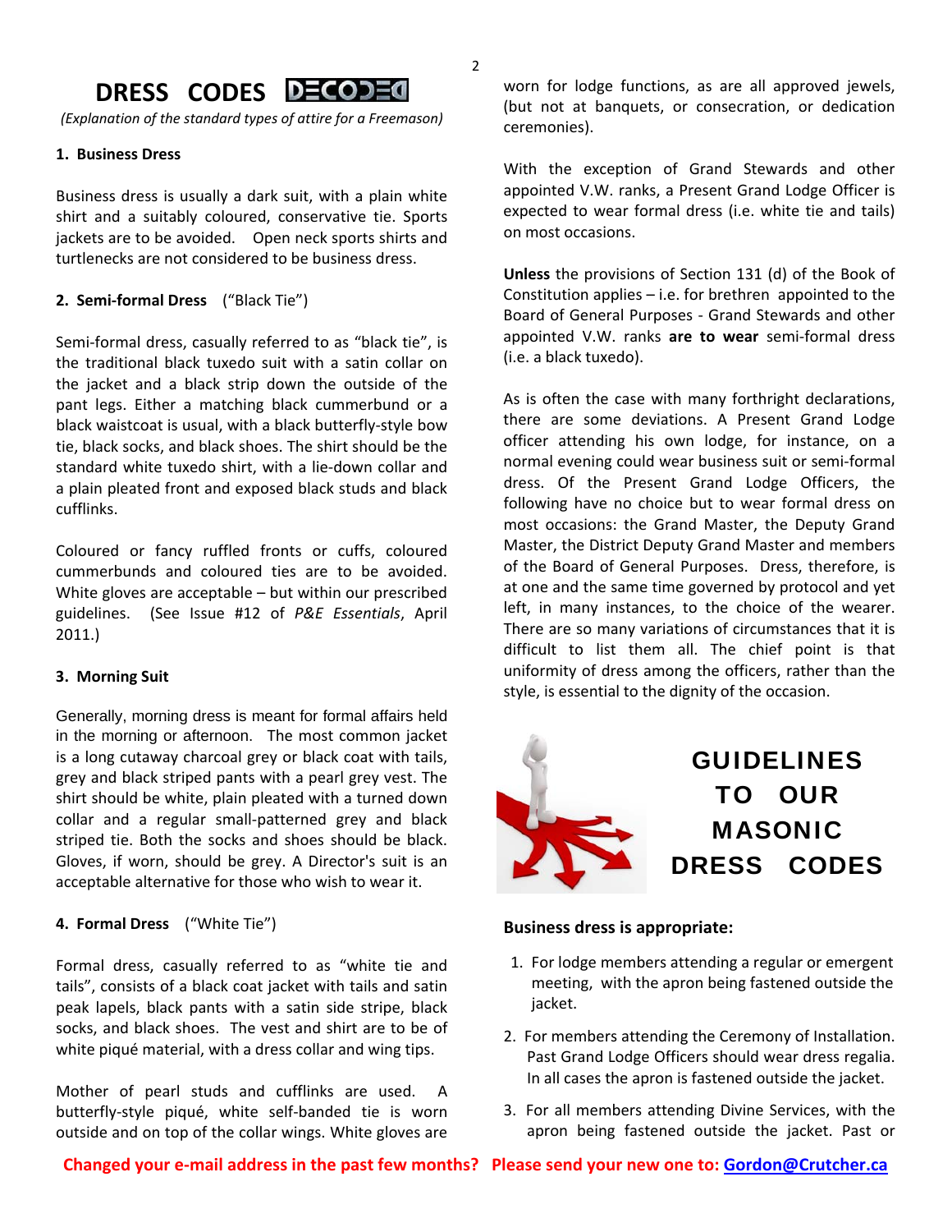# DRESS CODES DECODED

*(Explanation of the standard types of attire for a Freemason)*

### 1. Business Dress

Business dress is usually a dark suit, with a plain white shirt and a suitably coloured, conservative tie. Sports jackets are to be avoided. Open neck sports shirts and turtlenecks are not considered to be business dress.

### 2. Semi-formal Dress ("Black Tie")

Semi-formal dress, casually referred to as "black tie", is the traditional black tuxedo suit with a satin collar on the jacket and a black strip down the outside of the pant legs. Either a matching black cummerbund or a black waistcoat is usual, with a black butterfly-style bow tie, black socks, and black shoes. The shirt should be the standard white tuxedo shirt, with a lie-down collar and a plain pleated front and exposed black studs and black cufflinks.

Coloured or fancy ruffled fronts or cuffs, coloured cummerbunds and coloured ties are to be avoided. White gloves are acceptable – but within our prescribed guidelines. (See Issue #12 of *P&E Essentials*, April 2011.)

### 3. Morning Suit

Generally, morning dress is meant for formal affairs held in the morning or afternoon. The most common jacket is a long cutaway charcoal grey or black coat with tails, grey and black striped pants with a pearl grey vest. The shirt should be white, plain pleated with a turned down collar and a regular small-patterned grey and black striped tie. Both the socks and shoes should be black. Gloves, if worn, should be grey. A Director's suit is an acceptable alternative for those who wish to wear it.

### 4. Formal Dress ("White Tie")

Formal dress, casually referred to as "white tie and tails", consists of a black coat jacket with tails and satin peak lapels, black pants with a satin side stripe, black socks, and black shoes. The vest and shirt are to be of white piqué material, with a dress collar and wing tips.

Mother of pearl studs and cufflinks are used. A butterfly-style piqué, white self-banded tie is worn outside and on top of the collar wings. White gloves are worn for lodge functions, as are all approved jewels, (but not at banquets, or consecration, or dedication ceremonies).

With the exception of Grand Stewards and other appointed V.W. ranks, a Present Grand Lodge Officer is expected to wear formal dress (i.e. white tie and tails) on most occasions.

**Unless** the provisions of Section 131 (d) of the Book of Constitution applies – i.e. for brethren appointed to the Board of General Purposes - Grand Stewards and other appointed V.W. ranks **are to wear** semi-formal dress (i.e. a black tuxedo).

As is often the case with many forthright declarations, there are some deviations. A Present Grand Lodge officer attending his own lodge, for instance, on a normal evening could wear business suit or semi-formal dress. Of the Present Grand Lodge Officers, the following have no choice but to wear formal dress on most occasions: the Grand Master, the Deputy Grand Master, the District Deputy Grand Master and members of the Board of General Purposes. Dress, therefore, is at one and the same time governed by protocol and yet left, in many instances, to the choice of the wearer. There are so many variations of circumstances that it is difficult to list them all. The chief point is that uniformity of dress among the officers, rather than the style, is essential to the dignity of the occasion.

## GUIDELINES TO OUR MASONIC DRESS CODES

**Business dress is appropriate:**

1. For lodge members attending a regular or emergent meeting, with the apron being fastened outside the jacket.
2. For members attending the Ceremony of Installation. Past Grand Lodge Officers should wear dress regalia. In all cases the apron is fastened outside the jacket.
3. For all members attending Divine Services, with the apron being fastened outside the jacket. Past or

**Changed your e-mail address in the past few months? Please send your new one to: Gordon@Crutcher.ca**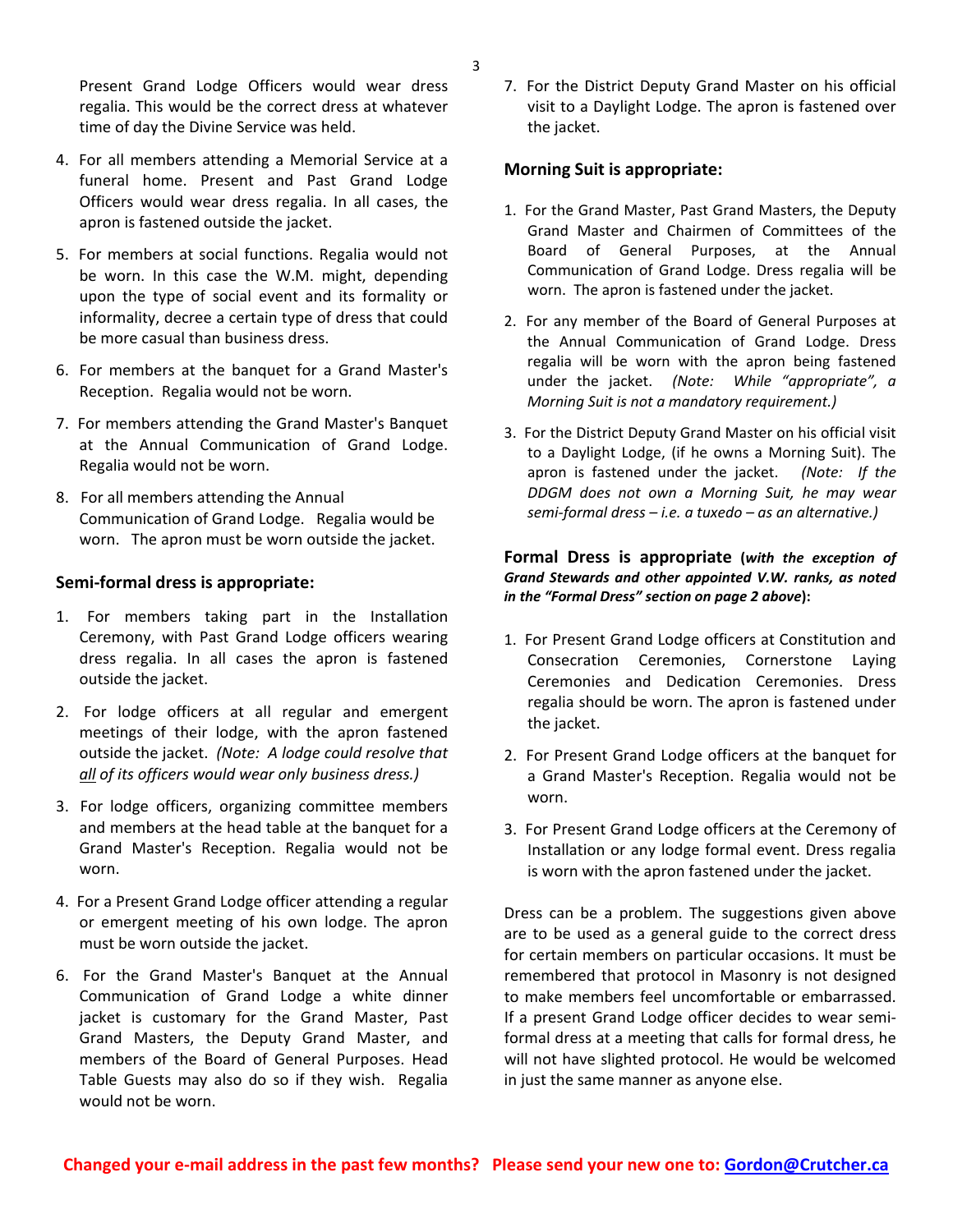Present Grand Lodge Officers would wear dress regalia. This would be the correct dress at whatever time of day the Divine Service was held.

4. For all members attending a Memorial Service at a funeral home. Present and Past Grand Lodge Officers would wear dress regalia. In all cases, the apron is fastened outside the jacket.

5. For members at social functions. Regalia would not be worn. In this case the W.M. might, depending upon the type of social event and its formality or informality, decree a certain type of dress that could be more casual than business dress.

6. For members at the banquet for a Grand Master's Reception. Regalia would not be worn.

7. For members attending the Grand Master's Banquet at the Annual Communication of Grand Lodge. Regalia would not be worn.

8. For all members attending the Annual Communication of Grand Lodge. Regalia would be worn. The apron must be worn outside the jacket.

### Semi-formal dress is appropriate:

1. For members taking part in the Installation Ceremony, with Past Grand Lodge officers wearing dress regalia. In all cases the apron is fastened outside the jacket.

2. For lodge officers at all regular and emergent meetings of their lodge, with the apron fastened outside the jacket. *(Note: A lodge could resolve that <u>all</u> of its officers would wear only business dress.)*

3. For lodge officers, organizing committee members and members at the head table at the banquet for a Grand Master's Reception. Regalia would not be worn.

4. For a Present Grand Lodge officer attending a regular or emergent meeting of his own lodge. The apron must be worn outside the jacket.

6. For the Grand Master's Banquet at the Annual Communication of Grand Lodge a white dinner jacket is customary for the Grand Master, Past Grand Masters, the Deputy Grand Master, and members of the Board of General Purposes. Head Table Guests may also do so if they wish. Regalia would not be worn.

7. For the District Deputy Grand Master on his official visit to a Daylight Lodge. The apron is fastened over the jacket.

### Morning Suit is appropriate:

1. For the Grand Master, Past Grand Masters, the Deputy Grand Master and Chairmen of Committees of the Board of General Purposes, at the Annual Communication of Grand Lodge. Dress regalia will be worn. The apron is fastened under the jacket.

2. For any member of the Board of General Purposes at the Annual Communication of Grand Lodge. Dress regalia will be worn with the apron being fastened under the jacket. *(Note: While "appropriate", a Morning Suit is not a mandatory requirement.)*

3. For the District Deputy Grand Master on his official visit to a Daylight Lodge, (if he owns a Morning Suit). The apron is fastened under the jacket. *(Note: If the DDGM does not own a Morning Suit, he may wear semi-formal dress – i.e. a tuxedo – as an alternative.)*

### Formal Dress is appropriate (*with the exception of Grand Stewards and other appointed V.W. ranks, as noted in the "Formal Dress" section on page 2 above*):

1. For Present Grand Lodge officers at Constitution and Consecration Ceremonies, Cornerstone Laying Ceremonies and Dedication Ceremonies. Dress regalia should be worn. The apron is fastened under the jacket.

2. For Present Grand Lodge officers at the banquet for a Grand Master's Reception. Regalia would not be worn.

3. For Present Grand Lodge officers at the Ceremony of Installation or any lodge formal event. Dress regalia is worn with the apron fastened under the jacket.

Dress can be a problem. The suggestions given above are to be used as a general guide to the correct dress for certain members on particular occasions. It must be remembered that protocol in Masonry is not designed to make members feel uncomfortable or embarrassed. If a present Grand Lodge officer decides to wear semi-formal dress at a meeting that calls for formal dress, he will not have slighted protocol. He would be welcomed in just the same manner as anyone else.

**Changed your e-mail address in the past few months? Please send your new one to: Gordon@Crutcher.ca**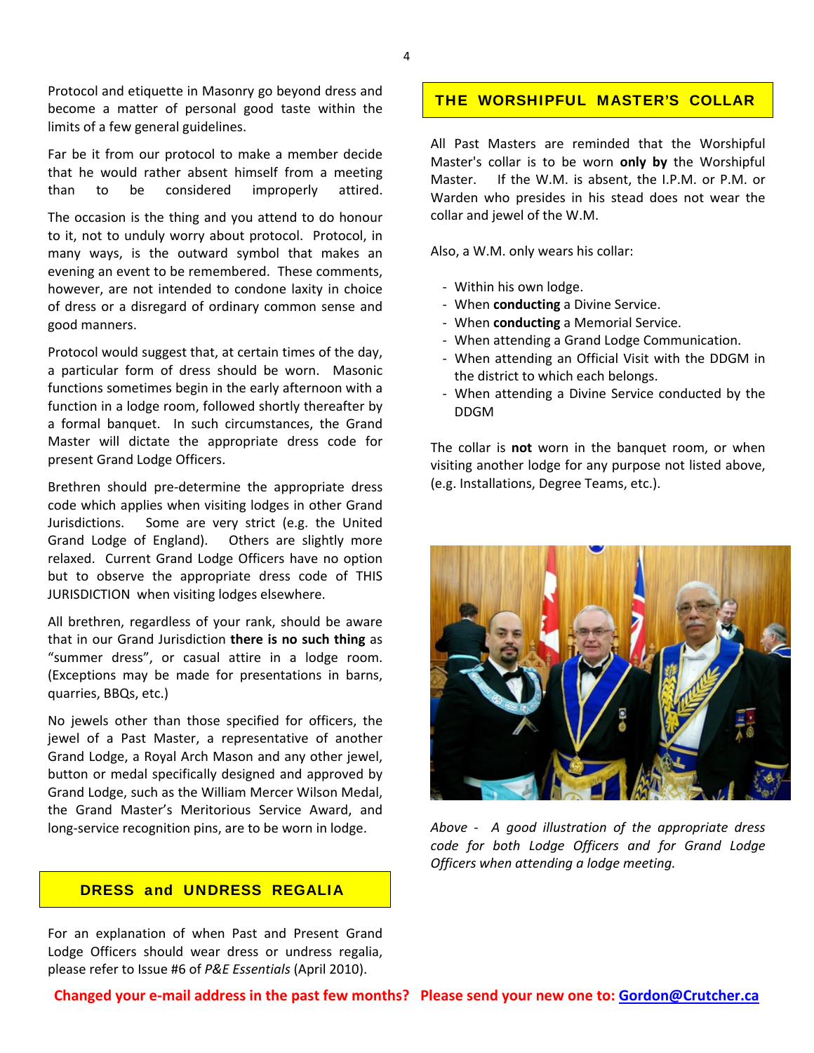Protocol and etiquette in Masonry go beyond dress and become a matter of personal good taste within the limits of a few general guidelines.

Far be it from our protocol to make a member decide that he would rather absent himself from a meeting than to be considered improperly attired.

The occasion is the thing and you attend to do honour to it, not to unduly worry about protocol. Protocol, in many ways, is the outward symbol that makes an evening an event to be remembered. These comments, however, are not intended to condone laxity in choice of dress or a disregard of ordinary common sense and good manners.

Protocol would suggest that, at certain times of the day, a particular form of dress should be worn. Masonic functions sometimes begin in the early afternoon with a function in a lodge room, followed shortly thereafter by a formal banquet. In such circumstances, the Grand Master will dictate the appropriate dress code for present Grand Lodge Officers.

Brethren should pre-determine the appropriate dress code which applies when visiting lodges in other Grand Jurisdictions. Some are very strict (e.g. the United Grand Lodge of England). Others are slightly more relaxed. Current Grand Lodge Officers have no option but to observe the appropriate dress code of THIS JURISDICTION when visiting lodges elsewhere.

All brethren, regardless of your rank, should be aware that in our Grand Jurisdiction **there is no such thing** as "summer dress", or casual attire in a lodge room. (Exceptions may be made for presentations in barns, quarries, BBQs, etc.)

No jewels other than those specified for officers, the jewel of a Past Master, a representative of another Grand Lodge, a Royal Arch Mason and any other jewel, button or medal specifically designed and approved by Grand Lodge, such as the William Mercer Wilson Medal, the Grand Master's Meritorious Service Award, and long-service recognition pins, are to be worn in lodge.

## DRESS and UNDRESS REGALIA

For an explanation of when Past and Present Grand Lodge Officers should wear dress or undress regalia, please refer to Issue #6 of *P&E Essentials* (April 2010).

## THE WORSHIPFUL MASTER'S COLLAR

All Past Masters are reminded that the Worshipful Master's collar is to be worn **only by** the Worshipful Master. If the W.M. is absent, the I.P.M. or P.M. or Warden who presides in his stead does not wear the collar and jewel of the W.M.

Also, a W.M. only wears his collar:

- Within his own lodge.
- When **conducting** a Divine Service.
- When **conducting** a Memorial Service.
- When attending a Grand Lodge Communication.
- When attending an Official Visit with the DDGM in the district to which each belongs.
- When attending a Divine Service conducted by the DDGM

The collar is **not** worn in the banquet room, or when visiting another lodge for any purpose not listed above, (e.g. Installations, Degree Teams, etc.).

*Above - A good illustration of the appropriate dress code for both Lodge Officers and for Grand Lodge Officers when attending a lodge meeting.*

**Changed your e-mail address in the past few months? Please send your new one to: Gordon@Crutcher.ca**